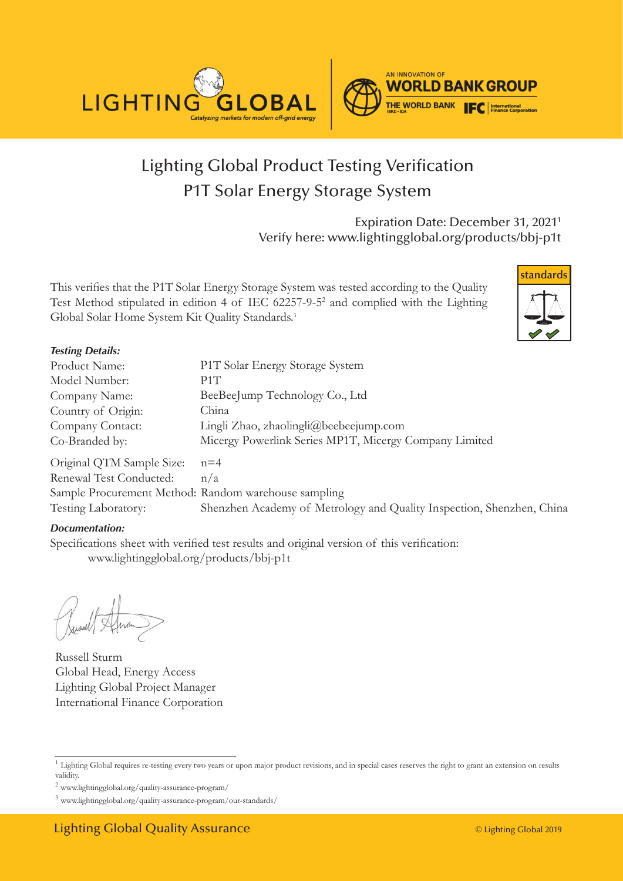# Lighting Global Product Testing Verification

## P1T Solar Energy Storage System

Expiration Date: December 31, 2021[1]
Verify here: www.lightingglobal.org/products/bbj-p1t

This verifies that the P1T Solar Energy Storage System was tested according to the Quality Test Method stipulated in edition 4 of IEC 62257-9-5[2] and complied with the Lighting Global Solar Home System Kit Quality Standards.[3]

***Testing Details:***

| | |
|---|---|
| Product Name: | P1T Solar Energy Storage System |
| Model Number: | P1T |
| Company Name: | BeeBeeJump Technology Co., Ltd |
| Country of Origin: | China |
| Company Contact: | Lingli Zhao, zhaolingli@beebeejump.com |
| Co-Branded by: | Micergy Powerlink Series MP1T, Micergy Company Limited |
| Original QTM Sample Size: | n=4 |
| Renewal Test Conducted: | n/a |
| Sample Procurement Method: | Random warehouse sampling |
| Testing Laboratory: | Shenzhen Academy of Metrology and Quality Inspection, Shenzhen, China |

***Documentation:***

Specifications sheet with verified test results and original version of this verification:
www.lightingglobal.org/products/bbj-p1t

Russell Sturm
Global Head, Energy Access
Lighting Global Project Manager
International Finance Corporation

---

[1] Lighting Global requires re-testing every two years or upon major product revisions, and in special cases reserves the right to grant an extension on results validity.

[2] www.lightingglobal.org/quality-assurance-program/

[3] www.lightingglobal.org/quality-assurance-program/our-standards/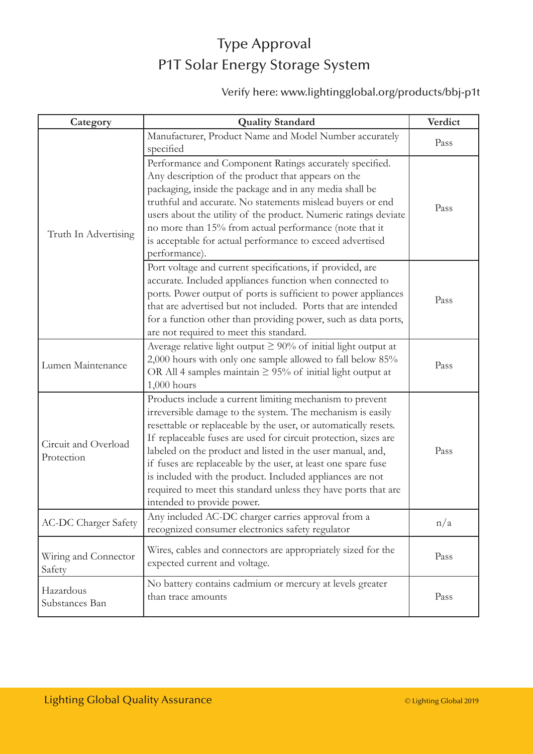# Type Approval
# P1T Solar Energy Storage System

Verify here: www.lightingglobal.org/products/bbj-p1t

| Category | Quality Standard | Verdict |
|---|---|---|
| Truth In Advertising | Manufacturer, Product Name and Model Number accurately specified | Pass |
| | Performance and Component Ratings accurately specified. Any description of the product that appears on the packaging, inside the package and in any media shall be truthful and accurate. No statements mislead buyers or end users about the utility of the product. Numeric ratings deviate no more than 15% from actual performance (note that it is acceptable for actual performance to exceed advertised performance). | Pass |
| | Port voltage and current specifications, if provided, are accurate. Included appliances function when connected to ports. Power output of ports is sufficient to power appliances that are advertised but not included. Ports that are intended for a function other than providing power, such as data ports, are not required to meet this standard. | Pass |
| Lumen Maintenance | Average relative light output ≥ 90% of initial light output at 2,000 hours with only one sample allowed to fall below 85% OR All 4 samples maintain ≥ 95% of initial light output at 1,000 hours | Pass |
| Circuit and Overload Protection | Products include a current limiting mechanism to prevent irreversible damage to the system. The mechanism is easily resettable or replaceable by the user, or automatically resets. If replaceable fuses are used for circuit protection, sizes are labeled on the product and listed in the user manual, and, if fuses are replaceable by the user, at least one spare fuse is included with the product. Included appliances are not required to meet this standard unless they have ports that are intended to provide power. | Pass |
| AC-DC Charger Safety | Any included AC-DC charger carries approval from a recognized consumer electronics safety regulator | n/a |
| Wiring and Connector Safety | Wires, cables and connectors are appropriately sized for the expected current and voltage. | Pass |
| Hazardous Substances Ban | No battery contains cadmium or mercury at levels greater than trace amounts | Pass |

Lighting Global Quality Assurance

© Lighting Global 2019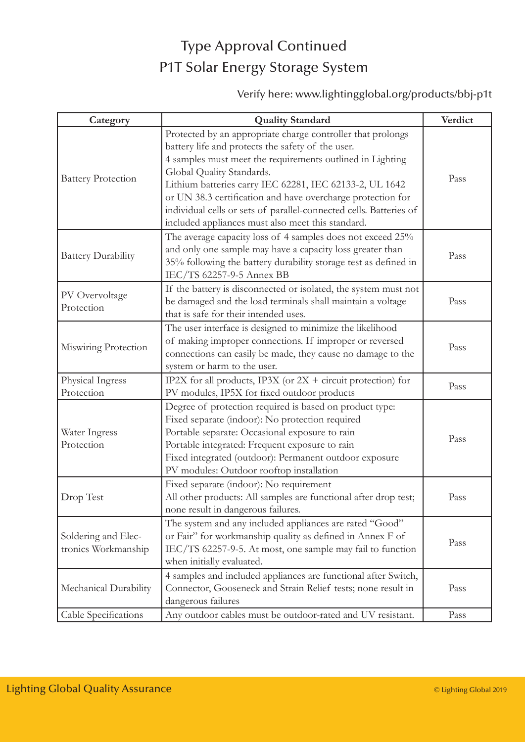# Type Approval Continued
# P1T Solar Energy Storage System

Verify here: www.lightingglobal.org/products/bbj-p1t

| Category | Quality Standard | Verdict |
|---|---|---|
| Battery Protection | Protected by an appropriate charge controller that prolongs battery life and protects the safety of the user.<br>4 samples must meet the requirements outlined in Lighting Global Quality Standards.<br>Lithium batteries carry IEC 62281, IEC 62133-2, UL 1642 or UN 38.3 certification and have overcharge protection for individual cells or sets of parallel-connected cells. Batteries of included appliances must also meet this standard. | Pass |
| Battery Durability | The average capacity loss of 4 samples does not exceed 25% and only one sample may have a capacity loss greater than 35% following the battery durability storage test as defined in IEC/TS 62257-9-5 Annex BB | Pass |
| PV Overvoltage Protection | If the battery is disconnected or isolated, the system must not be damaged and the load terminals shall maintain a voltage that is safe for their intended uses. | Pass |
| Miswiring Protection | The user interface is designed to minimize the likelihood of making improper connections. If improper or reversed connections can easily be made, they cause no damage to the system or harm to the user. | Pass |
| Physical Ingress Protection | IP2X for all products, IP3X (or 2X + circuit protection) for PV modules, IP5X for fixed outdoor products | Pass |
| Water Ingress Protection | Degree of protection required is based on product type:<br>Fixed separate (indoor): No protection required<br>Portable separate: Occasional exposure to rain<br>Portable integrated: Frequent exposure to rain<br>Fixed integrated (outdoor): Permanent outdoor exposure<br>PV modules: Outdoor rooftop installation | Pass |
| Drop Test | Fixed separate (indoor): No requirement<br>All other products: All samples are functional after drop test; none result in dangerous failures. | Pass |
| Soldering and Electronics Workmanship | The system and any included appliances are rated "Good" or Fair" for workmanship quality as defined in Annex F of IEC/TS 62257-9-5. At most, one sample may fail to function when initially evaluated. | Pass |
| Mechanical Durability | 4 samples and included appliances are functional after Switch, Connector, Gooseneck and Strain Relief tests; none result in dangerous failures | Pass |
| Cable Specifications | Any outdoor cables must be outdoor-rated and UV resistant. | Pass |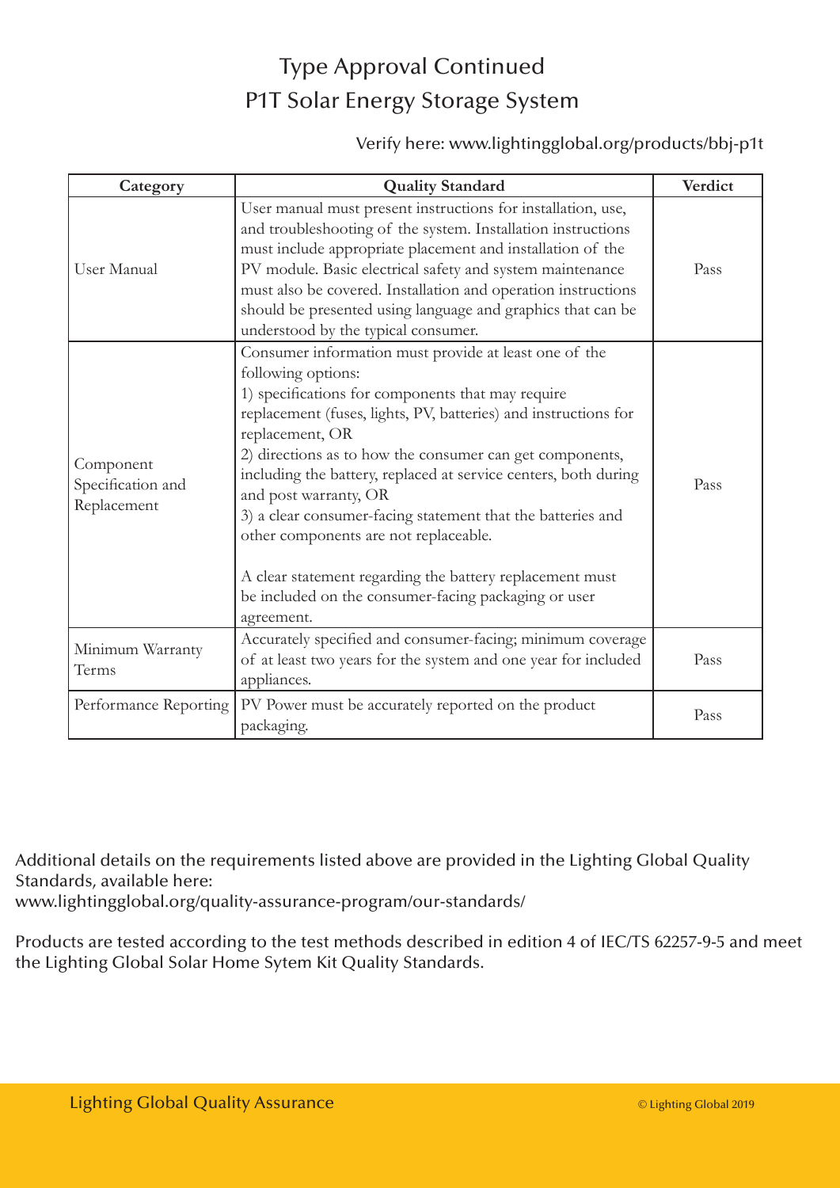# Type Approval Continued
## P1T Solar Energy Storage System

Verify here: www.lightingglobal.org/products/bbj-p1t

| Category | Quality Standard | Verdict |
|---|---|---|
| User Manual | User manual must present instructions for installation, use, and troubleshooting of the system. Installation instructions must include appropriate placement and installation of the PV module. Basic electrical safety and system maintenance must also be covered. Installation and operation instructions should be presented using language and graphics that can be understood by the typical consumer. | Pass |
| Component Specification and Replacement | Consumer information must provide at least one of the following options:<br>1) specifications for components that may require replacement (fuses, lights, PV, batteries) and instructions for replacement, OR<br>2) directions as to how the consumer can get components, including the battery, replaced at service centers, both during and post warranty, OR<br>3) a clear consumer-facing statement that the batteries and other components are not replaceable.<br><br>A clear statement regarding the battery replacement must be included on the consumer-facing packaging or user agreement. | Pass |
| Minimum Warranty Terms | Accurately specified and consumer-facing; minimum coverage of at least two years for the system and one year for included appliances. | Pass |
| Performance Reporting | PV Power must be accurately reported on the product packaging. | Pass |

Additional details on the requirements listed above are provided in the Lighting Global Quality Standards, available here:
www.lightingglobal.org/quality-assurance-program/our-standards/

Products are tested according to the test methods described in edition 4 of IEC/TS 62257-9-5 and meet the Lighting Global Solar Home Sytem Kit Quality Standards.